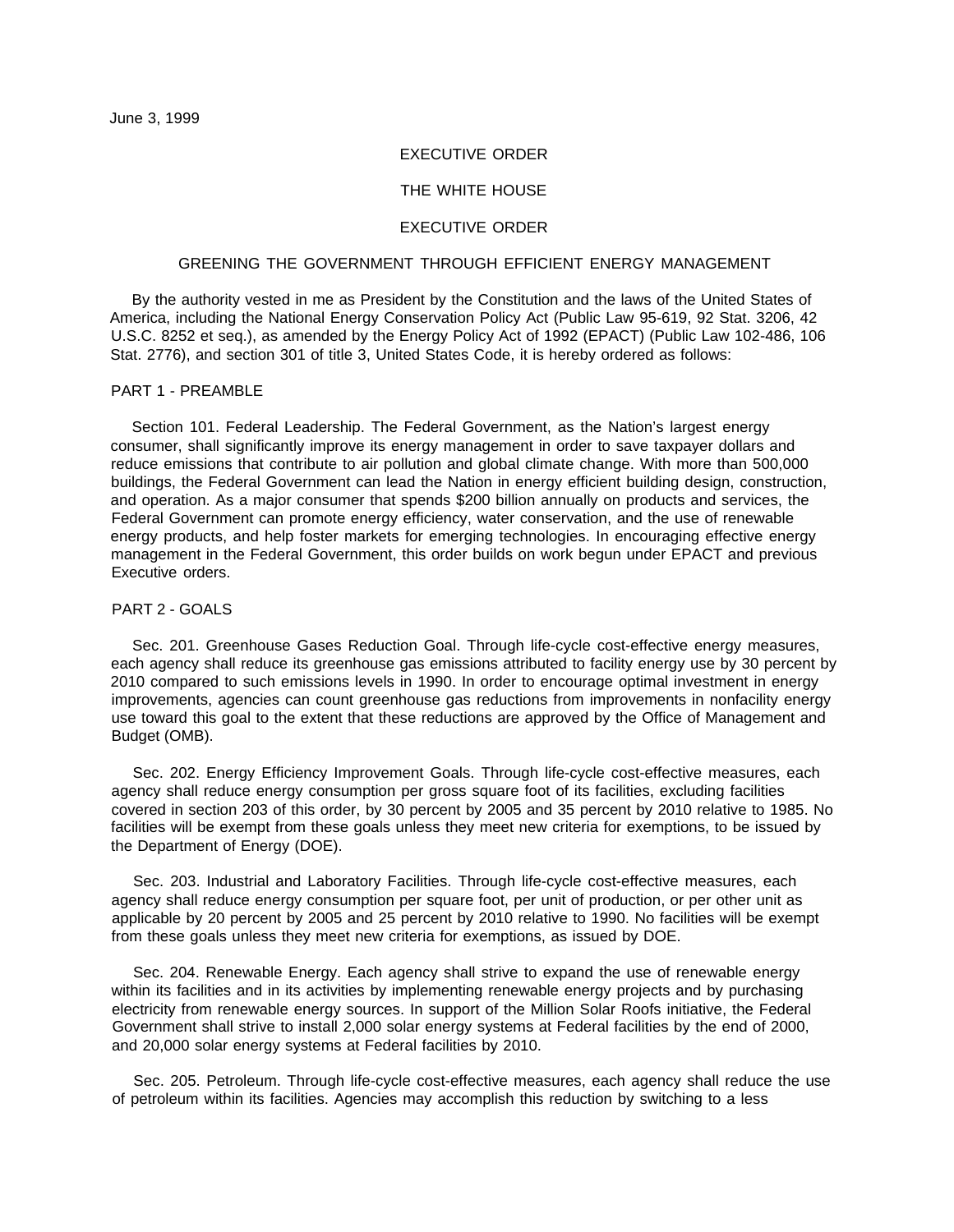June 3, 1999

EXECUTIVE ORDER

THE WHITE HOUSE

EXECUTIVE ORDER

# GREENING THE GOVERNMENT THROUGH EFFICIENT ENERGY MANAGEMENT

By the authority vested in me as President by the Constitution and the laws of the United States of America, including the National Energy Conservation Policy Act (Public Law 95-619, 92 Stat. 3206, 42 U.S.C. 8252 et seq.), as amended by the Energy Policy Act of 1992 (EPACT) (Public Law 102-486, 106 Stat. 2776), and section 301 of title 3, United States Code, it is hereby ordered as follows:

## PART 1 - PREAMBLE

Section 101. Federal Leadership. The Federal Government, as the Nation's largest energy consumer, shall significantly improve its energy management in order to save taxpayer dollars and reduce emissions that contribute to air pollution and global climate change. With more than 500,000 buildings, the Federal Government can lead the Nation in energy efficient building design, construction, and operation. As a major consumer that spends $200 billion annually on products and services, the Federal Government can promote energy efficiency, water conservation, and the use of renewable energy products, and help foster markets for emerging technologies. In encouraging effective energy management in the Federal Government, this order builds on work begun under EPACT and previous Executive orders.

## PART 2 - GOALS

Sec. 201. Greenhouse Gases Reduction Goal. Through life-cycle cost-effective energy measures, each agency shall reduce its greenhouse gas emissions attributed to facility energy use by 30 percent by 2010 compared to such emissions levels in 1990. In order to encourage optimal investment in energy improvements, agencies can count greenhouse gas reductions from improvements in nonfacility energy use toward this goal to the extent that these reductions are approved by the Office of Management and Budget (OMB).

Sec. 202. Energy Efficiency Improvement Goals. Through life-cycle cost-effective measures, each agency shall reduce energy consumption per gross square foot of its facilities, excluding facilities covered in section 203 of this order, by 30 percent by 2005 and 35 percent by 2010 relative to 1985. No facilities will be exempt from these goals unless they meet new criteria for exemptions, to be issued by the Department of Energy (DOE).

Sec. 203. Industrial and Laboratory Facilities. Through life-cycle cost-effective measures, each agency shall reduce energy consumption per square foot, per unit of production, or per other unit as applicable by 20 percent by 2005 and 25 percent by 2010 relative to 1990. No facilities will be exempt from these goals unless they meet new criteria for exemptions, as issued by DOE.

Sec. 204. Renewable Energy. Each agency shall strive to expand the use of renewable energy within its facilities and in its activities by implementing renewable energy projects and by purchasing electricity from renewable energy sources. In support of the Million Solar Roofs initiative, the Federal Government shall strive to install 2,000 solar energy systems at Federal facilities by the end of 2000, and 20,000 solar energy systems at Federal facilities by 2010.

Sec. 205. Petroleum. Through life-cycle cost-effective measures, each agency shall reduce the use of petroleum within its facilities. Agencies may accomplish this reduction by switching to a less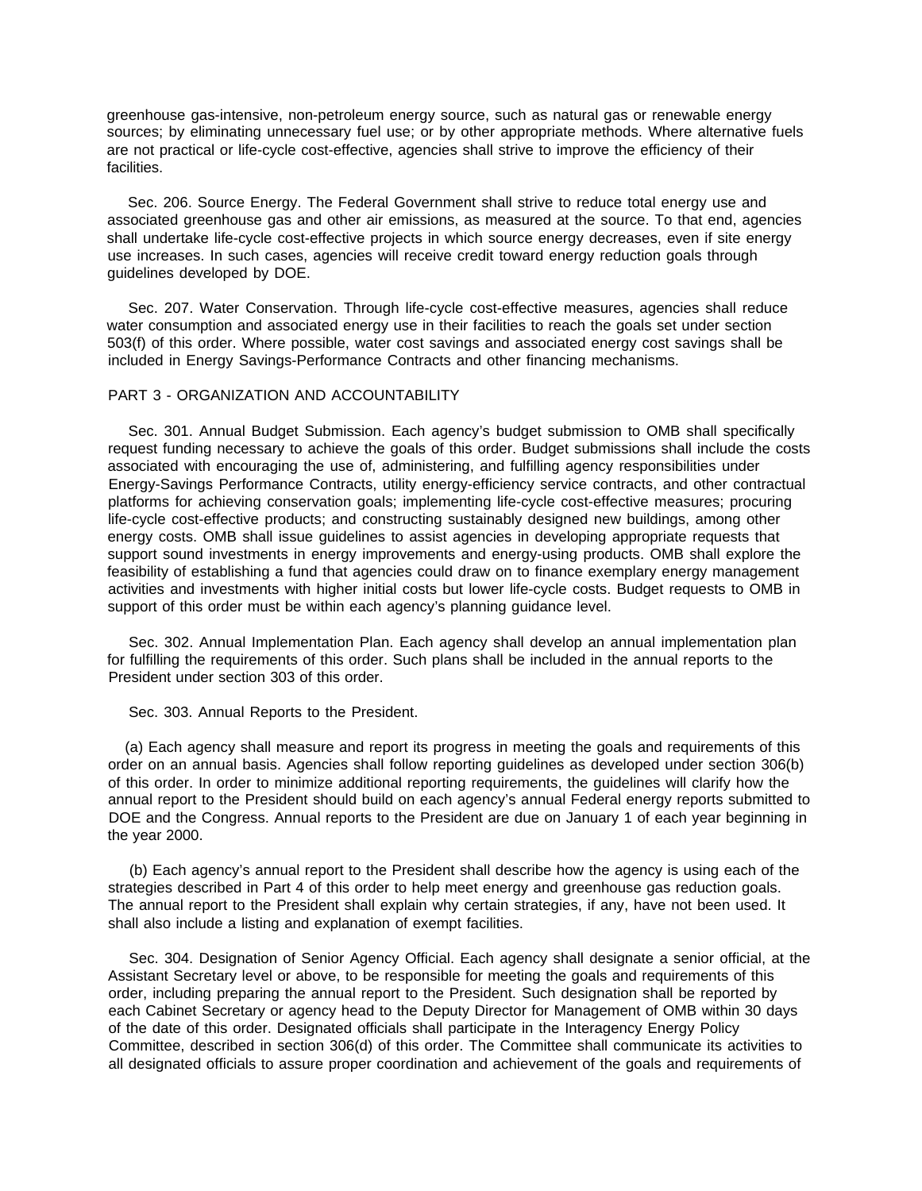greenhouse gas-intensive, non-petroleum energy source, such as natural gas or renewable energy sources; by eliminating unnecessary fuel use; or by other appropriate methods. Where alternative fuels are not practical or life-cycle cost-effective, agencies shall strive to improve the efficiency of their facilities.

Sec. 206. Source Energy. The Federal Government shall strive to reduce total energy use and associated greenhouse gas and other air emissions, as measured at the source. To that end, agencies shall undertake life-cycle cost-effective projects in which source energy decreases, even if site energy use increases. In such cases, agencies will receive credit toward energy reduction goals through guidelines developed by DOE.

Sec. 207. Water Conservation. Through life-cycle cost-effective measures, agencies shall reduce water consumption and associated energy use in their facilities to reach the goals set under section 503(f) of this order. Where possible, water cost savings and associated energy cost savings shall be included in Energy Savings-Performance Contracts and other financing mechanisms.

## PART 3 - ORGANIZATION AND ACCOUNTABILITY

Sec. 301. Annual Budget Submission. Each agency's budget submission to OMB shall specifically request funding necessary to achieve the goals of this order. Budget submissions shall include the costs associated with encouraging the use of, administering, and fulfilling agency responsibilities under Energy-Savings Performance Contracts, utility energy-efficiency service contracts, and other contractual platforms for achieving conservation goals; implementing life-cycle cost-effective measures; procuring life-cycle cost-effective products; and constructing sustainably designed new buildings, among other energy costs. OMB shall issue guidelines to assist agencies in developing appropriate requests that support sound investments in energy improvements and energy-using products. OMB shall explore the feasibility of establishing a fund that agencies could draw on to finance exemplary energy management activities and investments with higher initial costs but lower life-cycle costs. Budget requests to OMB in support of this order must be within each agency's planning guidance level.

Sec. 302. Annual Implementation Plan. Each agency shall develop an annual implementation plan for fulfilling the requirements of this order. Such plans shall be included in the annual reports to the President under section 303 of this order.

Sec. 303. Annual Reports to the President.

(a) Each agency shall measure and report its progress in meeting the goals and requirements of this order on an annual basis. Agencies shall follow reporting guidelines as developed under section 306(b) of this order. In order to minimize additional reporting requirements, the guidelines will clarify how the annual report to the President should build on each agency's annual Federal energy reports submitted to DOE and the Congress. Annual reports to the President are due on January 1 of each year beginning in the year 2000.

(b) Each agency's annual report to the President shall describe how the agency is using each of the strategies described in Part 4 of this order to help meet energy and greenhouse gas reduction goals. The annual report to the President shall explain why certain strategies, if any, have not been used. It shall also include a listing and explanation of exempt facilities.

Sec. 304. Designation of Senior Agency Official. Each agency shall designate a senior official, at the Assistant Secretary level or above, to be responsible for meeting the goals and requirements of this order, including preparing the annual report to the President. Such designation shall be reported by each Cabinet Secretary or agency head to the Deputy Director for Management of OMB within 30 days of the date of this order. Designated officials shall participate in the Interagency Energy Policy Committee, described in section 306(d) of this order. The Committee shall communicate its activities to all designated officials to assure proper coordination and achievement of the goals and requirements of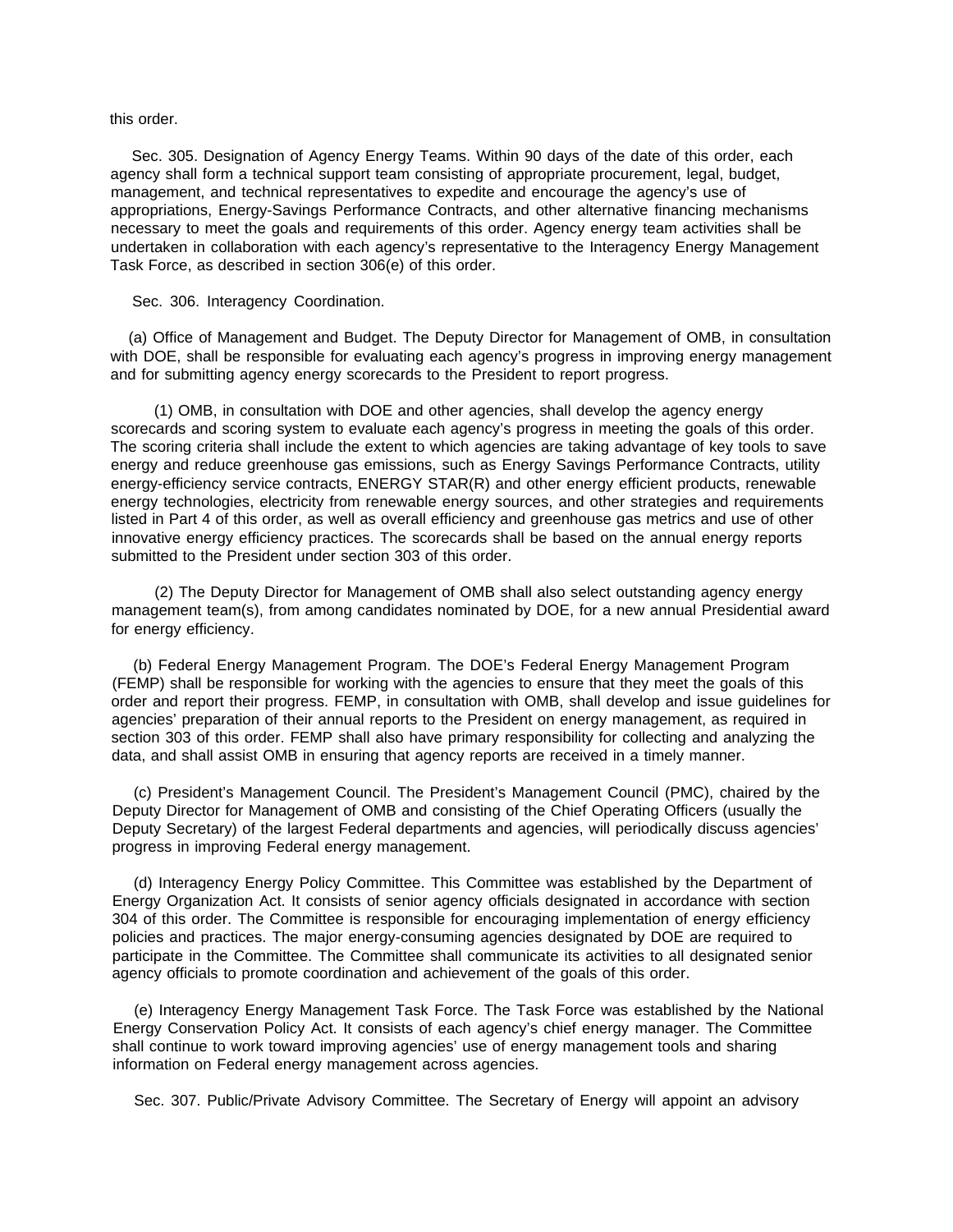this order.

Sec. 305. Designation of Agency Energy Teams. Within 90 days of the date of this order, each agency shall form a technical support team consisting of appropriate procurement, legal, budget, management, and technical representatives to expedite and encourage the agency's use of appropriations, Energy-Savings Performance Contracts, and other alternative financing mechanisms necessary to meet the goals and requirements of this order. Agency energy team activities shall be undertaken in collaboration with each agency's representative to the Interagency Energy Management Task Force, as described in section 306(e) of this order.

Sec. 306. Interagency Coordination.

(a) Office of Management and Budget. The Deputy Director for Management of OMB, in consultation with DOE, shall be responsible for evaluating each agency's progress in improving energy management and for submitting agency energy scorecards to the President to report progress.

(1) OMB, in consultation with DOE and other agencies, shall develop the agency energy scorecards and scoring system to evaluate each agency's progress in meeting the goals of this order. The scoring criteria shall include the extent to which agencies are taking advantage of key tools to save energy and reduce greenhouse gas emissions, such as Energy Savings Performance Contracts, utility energy-efficiency service contracts, ENERGY STAR(R) and other energy efficient products, renewable energy technologies, electricity from renewable energy sources, and other strategies and requirements listed in Part 4 of this order, as well as overall efficiency and greenhouse gas metrics and use of other innovative energy efficiency practices. The scorecards shall be based on the annual energy reports submitted to the President under section 303 of this order.

(2) The Deputy Director for Management of OMB shall also select outstanding agency energy management team(s), from among candidates nominated by DOE, for a new annual Presidential award for energy efficiency.

(b) Federal Energy Management Program. The DOE's Federal Energy Management Program (FEMP) shall be responsible for working with the agencies to ensure that they meet the goals of this order and report their progress. FEMP, in consultation with OMB, shall develop and issue guidelines for agencies' preparation of their annual reports to the President on energy management, as required in section 303 of this order. FEMP shall also have primary responsibility for collecting and analyzing the data, and shall assist OMB in ensuring that agency reports are received in a timely manner.

(c) President's Management Council. The President's Management Council (PMC), chaired by the Deputy Director for Management of OMB and consisting of the Chief Operating Officers (usually the Deputy Secretary) of the largest Federal departments and agencies, will periodically discuss agencies' progress in improving Federal energy management.

(d) Interagency Energy Policy Committee. This Committee was established by the Department of Energy Organization Act. It consists of senior agency officials designated in accordance with section 304 of this order. The Committee is responsible for encouraging implementation of energy efficiency policies and practices. The major energy-consuming agencies designated by DOE are required to participate in the Committee. The Committee shall communicate its activities to all designated senior agency officials to promote coordination and achievement of the goals of this order.

(e) Interagency Energy Management Task Force. The Task Force was established by the National Energy Conservation Policy Act. It consists of each agency's chief energy manager. The Committee shall continue to work toward improving agencies' use of energy management tools and sharing information on Federal energy management across agencies.

Sec. 307. Public/Private Advisory Committee. The Secretary of Energy will appoint an advisory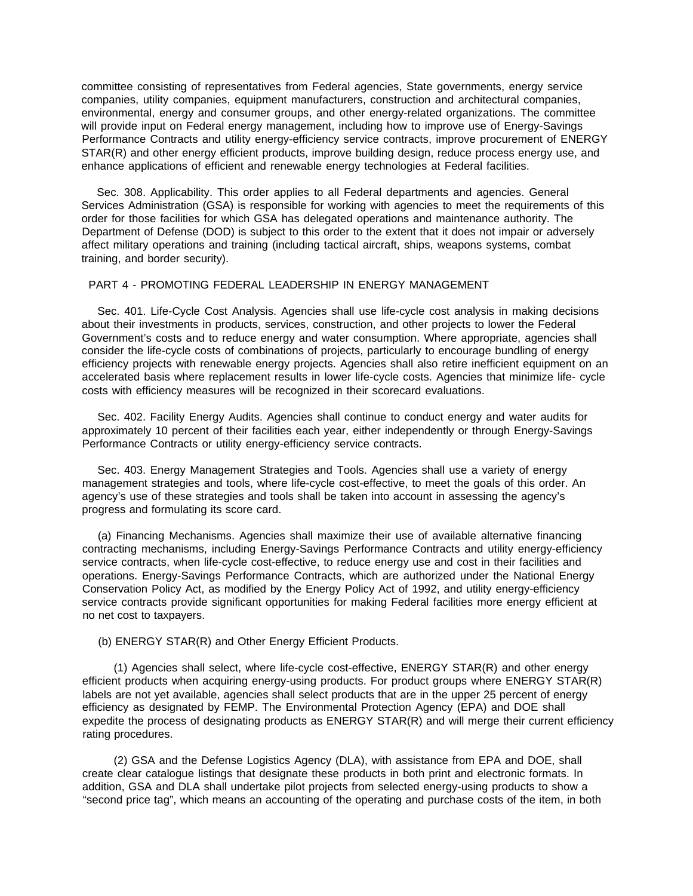committee consisting of representatives from Federal agencies, State governments, energy service companies, utility companies, equipment manufacturers, construction and architectural companies, environmental, energy and consumer groups, and other energy-related organizations. The committee will provide input on Federal energy management, including how to improve use of Energy-Savings Performance Contracts and utility energy-efficiency service contracts, improve procurement of ENERGY STAR(R) and other energy efficient products, improve building design, reduce process energy use, and enhance applications of efficient and renewable energy technologies at Federal facilities.

Sec. 308. Applicability. This order applies to all Federal departments and agencies. General Services Administration (GSA) is responsible for working with agencies to meet the requirements of this order for those facilities for which GSA has delegated operations and maintenance authority. The Department of Defense (DOD) is subject to this order to the extent that it does not impair or adversely affect military operations and training (including tactical aircraft, ships, weapons systems, combat training, and border security).

## PART 4 - PROMOTING FEDERAL LEADERSHIP IN ENERGY MANAGEMENT

Sec. 401. Life-Cycle Cost Analysis. Agencies shall use life-cycle cost analysis in making decisions about their investments in products, services, construction, and other projects to lower the Federal Government's costs and to reduce energy and water consumption. Where appropriate, agencies shall consider the life-cycle costs of combinations of projects, particularly to encourage bundling of energy efficiency projects with renewable energy projects. Agencies shall also retire inefficient equipment on an accelerated basis where replacement results in lower life-cycle costs. Agencies that minimize life- cycle costs with efficiency measures will be recognized in their scorecard evaluations.

Sec. 402. Facility Energy Audits. Agencies shall continue to conduct energy and water audits for approximately 10 percent of their facilities each year, either independently or through Energy-Savings Performance Contracts or utility energy-efficiency service contracts.

Sec. 403. Energy Management Strategies and Tools. Agencies shall use a variety of energy management strategies and tools, where life-cycle cost-effective, to meet the goals of this order. An agency's use of these strategies and tools shall be taken into account in assessing the agency's progress and formulating its score card.

(a) Financing Mechanisms. Agencies shall maximize their use of available alternative financing contracting mechanisms, including Energy-Savings Performance Contracts and utility energy-efficiency service contracts, when life-cycle cost-effective, to reduce energy use and cost in their facilities and operations. Energy-Savings Performance Contracts, which are authorized under the National Energy Conservation Policy Act, as modified by the Energy Policy Act of 1992, and utility energy-efficiency service contracts provide significant opportunities for making Federal facilities more energy efficient at no net cost to taxpayers.

(b) ENERGY STAR(R) and Other Energy Efficient Products.

(1) Agencies shall select, where life-cycle cost-effective, ENERGY STAR(R) and other energy efficient products when acquiring energy-using products. For product groups where ENERGY STAR(R) labels are not yet available, agencies shall select products that are in the upper 25 percent of energy efficiency as designated by FEMP. The Environmental Protection Agency (EPA) and DOE shall expedite the process of designating products as ENERGY STAR(R) and will merge their current efficiency rating procedures.

(2) GSA and the Defense Logistics Agency (DLA), with assistance from EPA and DOE, shall create clear catalogue listings that designate these products in both print and electronic formats. In addition, GSA and DLA shall undertake pilot projects from selected energy-using products to show a "second price tag", which means an accounting of the operating and purchase costs of the item, in both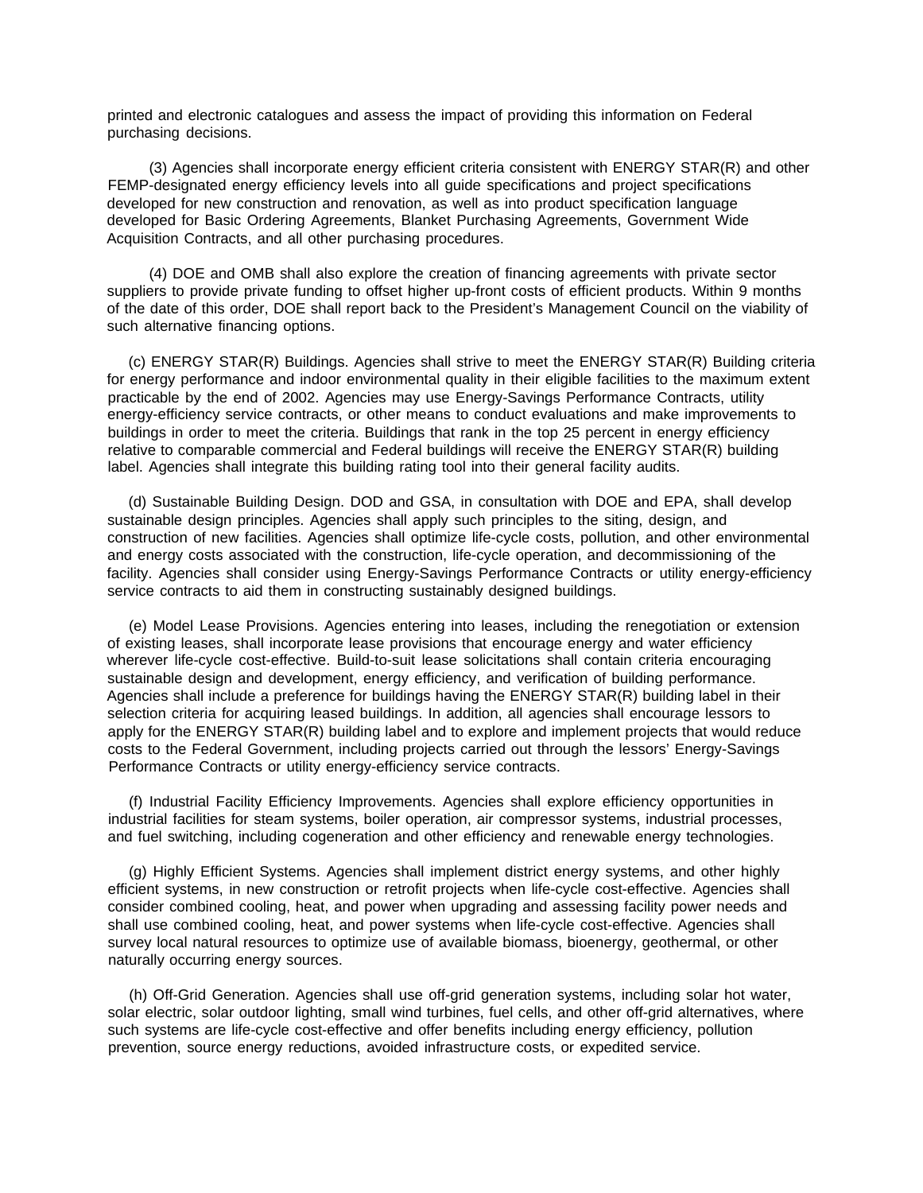printed and electronic catalogues and assess the impact of providing this information on Federal purchasing decisions.

(3) Agencies shall incorporate energy efficient criteria consistent with ENERGY STAR(R) and other FEMP-designated energy efficiency levels into all guide specifications and project specifications developed for new construction and renovation, as well as into product specification language developed for Basic Ordering Agreements, Blanket Purchasing Agreements, Government Wide Acquisition Contracts, and all other purchasing procedures.

(4) DOE and OMB shall also explore the creation of financing agreements with private sector suppliers to provide private funding to offset higher up-front costs of efficient products. Within 9 months of the date of this order, DOE shall report back to the President's Management Council on the viability of such alternative financing options.

(c) ENERGY STAR(R) Buildings. Agencies shall strive to meet the ENERGY STAR(R) Building criteria for energy performance and indoor environmental quality in their eligible facilities to the maximum extent practicable by the end of 2002. Agencies may use Energy-Savings Performance Contracts, utility energy-efficiency service contracts, or other means to conduct evaluations and make improvements to buildings in order to meet the criteria. Buildings that rank in the top 25 percent in energy efficiency relative to comparable commercial and Federal buildings will receive the ENERGY STAR(R) building label. Agencies shall integrate this building rating tool into their general facility audits.

(d) Sustainable Building Design. DOD and GSA, in consultation with DOE and EPA, shall develop sustainable design principles. Agencies shall apply such principles to the siting, design, and construction of new facilities. Agencies shall optimize life-cycle costs, pollution, and other environmental and energy costs associated with the construction, life-cycle operation, and decommissioning of the facility. Agencies shall consider using Energy-Savings Performance Contracts or utility energy-efficiency service contracts to aid them in constructing sustainably designed buildings.

(e) Model Lease Provisions. Agencies entering into leases, including the renegotiation or extension of existing leases, shall incorporate lease provisions that encourage energy and water efficiency wherever life-cycle cost-effective. Build-to-suit lease solicitations shall contain criteria encouraging sustainable design and development, energy efficiency, and verification of building performance. Agencies shall include a preference for buildings having the ENERGY STAR(R) building label in their selection criteria for acquiring leased buildings. In addition, all agencies shall encourage lessors to apply for the ENERGY STAR(R) building label and to explore and implement projects that would reduce costs to the Federal Government, including projects carried out through the lessors' Energy-Savings Performance Contracts or utility energy-efficiency service contracts.

(f) Industrial Facility Efficiency Improvements. Agencies shall explore efficiency opportunities in industrial facilities for steam systems, boiler operation, air compressor systems, industrial processes, and fuel switching, including cogeneration and other efficiency and renewable energy technologies.

(g) Highly Efficient Systems. Agencies shall implement district energy systems, and other highly efficient systems, in new construction or retrofit projects when life-cycle cost-effective. Agencies shall consider combined cooling, heat, and power when upgrading and assessing facility power needs and shall use combined cooling, heat, and power systems when life-cycle cost-effective. Agencies shall survey local natural resources to optimize use of available biomass, bioenergy, geothermal, or other naturally occurring energy sources.

(h) Off-Grid Generation. Agencies shall use off-grid generation systems, including solar hot water, solar electric, solar outdoor lighting, small wind turbines, fuel cells, and other off-grid alternatives, where such systems are life-cycle cost-effective and offer benefits including energy efficiency, pollution prevention, source energy reductions, avoided infrastructure costs, or expedited service.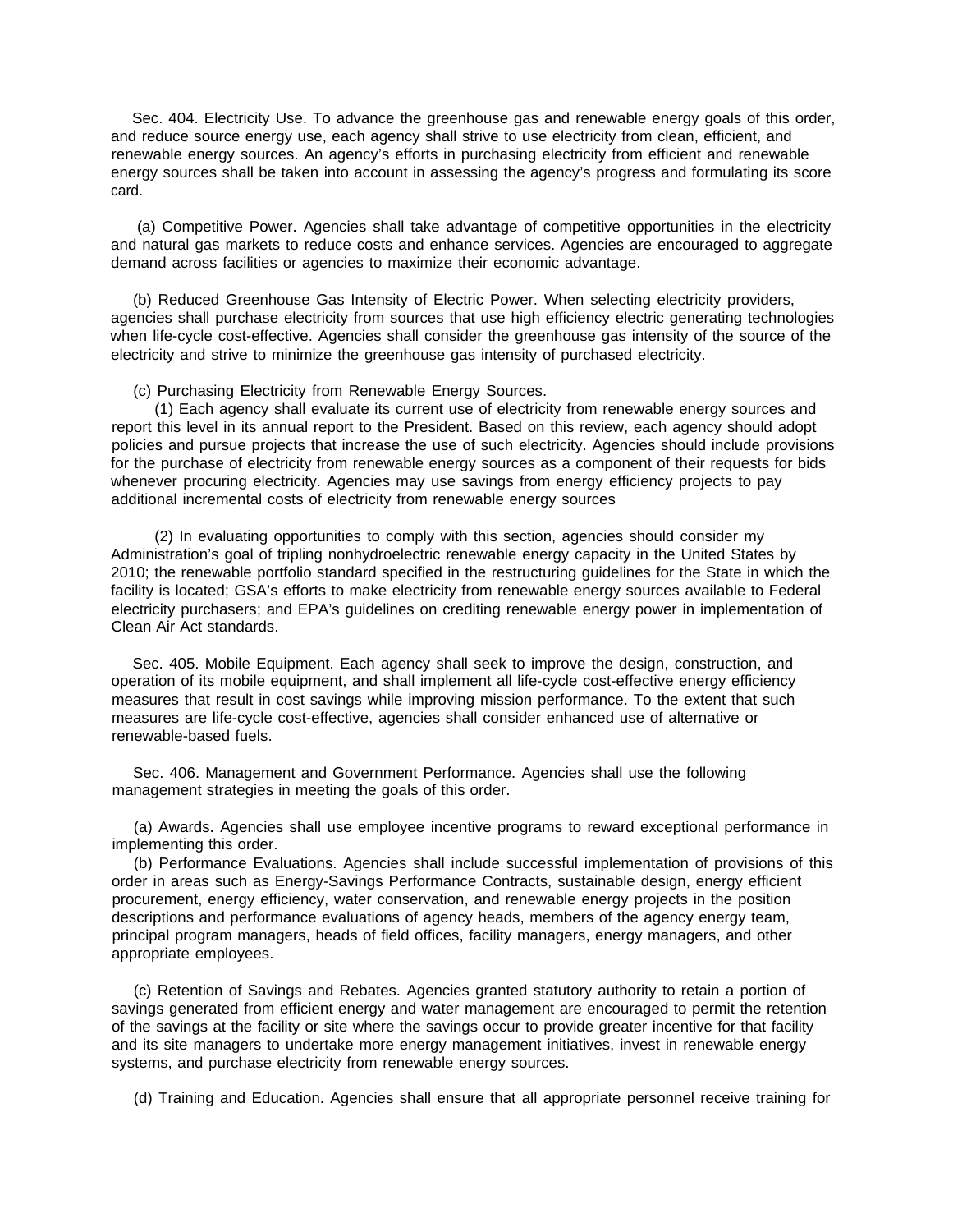Sec. 404. Electricity Use. To advance the greenhouse gas and renewable energy goals of this order, and reduce source energy use, each agency shall strive to use electricity from clean, efficient, and renewable energy sources. An agency's efforts in purchasing electricity from efficient and renewable energy sources shall be taken into account in assessing the agency's progress and formulating its score card.

(a) Competitive Power. Agencies shall take advantage of competitive opportunities in the electricity and natural gas markets to reduce costs and enhance services. Agencies are encouraged to aggregate demand across facilities or agencies to maximize their economic advantage.

(b) Reduced Greenhouse Gas Intensity of Electric Power. When selecting electricity providers, agencies shall purchase electricity from sources that use high efficiency electric generating technologies when life-cycle cost-effective. Agencies shall consider the greenhouse gas intensity of the source of the electricity and strive to minimize the greenhouse gas intensity of purchased electricity.

(c) Purchasing Electricity from Renewable Energy Sources.

(1) Each agency shall evaluate its current use of electricity from renewable energy sources and report this level in its annual report to the President. Based on this review, each agency should adopt policies and pursue projects that increase the use of such electricity. Agencies should include provisions for the purchase of electricity from renewable energy sources as a component of their requests for bids whenever procuring electricity. Agencies may use savings from energy efficiency projects to pay additional incremental costs of electricity from renewable energy sources

(2) In evaluating opportunities to comply with this section, agencies should consider my Administration's goal of tripling nonhydroelectric renewable energy capacity in the United States by 2010; the renewable portfolio standard specified in the restructuring guidelines for the State in which the facility is located; GSA's efforts to make electricity from renewable energy sources available to Federal electricity purchasers; and EPA's guidelines on crediting renewable energy power in implementation of Clean Air Act standards.

Sec. 405. Mobile Equipment. Each agency shall seek to improve the design, construction, and operation of its mobile equipment, and shall implement all life-cycle cost-effective energy efficiency measures that result in cost savings while improving mission performance. To the extent that such measures are life-cycle cost-effective, agencies shall consider enhanced use of alternative or renewable-based fuels.

Sec. 406. Management and Government Performance. Agencies shall use the following management strategies in meeting the goals of this order.

(a) Awards. Agencies shall use employee incentive programs to reward exceptional performance in implementing this order.

(b) Performance Evaluations. Agencies shall include successful implementation of provisions of this order in areas such as Energy-Savings Performance Contracts, sustainable design, energy efficient procurement, energy efficiency, water conservation, and renewable energy projects in the position descriptions and performance evaluations of agency heads, members of the agency energy team, principal program managers, heads of field offices, facility managers, energy managers, and other appropriate employees.

(c) Retention of Savings and Rebates. Agencies granted statutory authority to retain a portion of savings generated from efficient energy and water management are encouraged to permit the retention of the savings at the facility or site where the savings occur to provide greater incentive for that facility and its site managers to undertake more energy management initiatives, invest in renewable energy systems, and purchase electricity from renewable energy sources.

(d) Training and Education. Agencies shall ensure that all appropriate personnel receive training for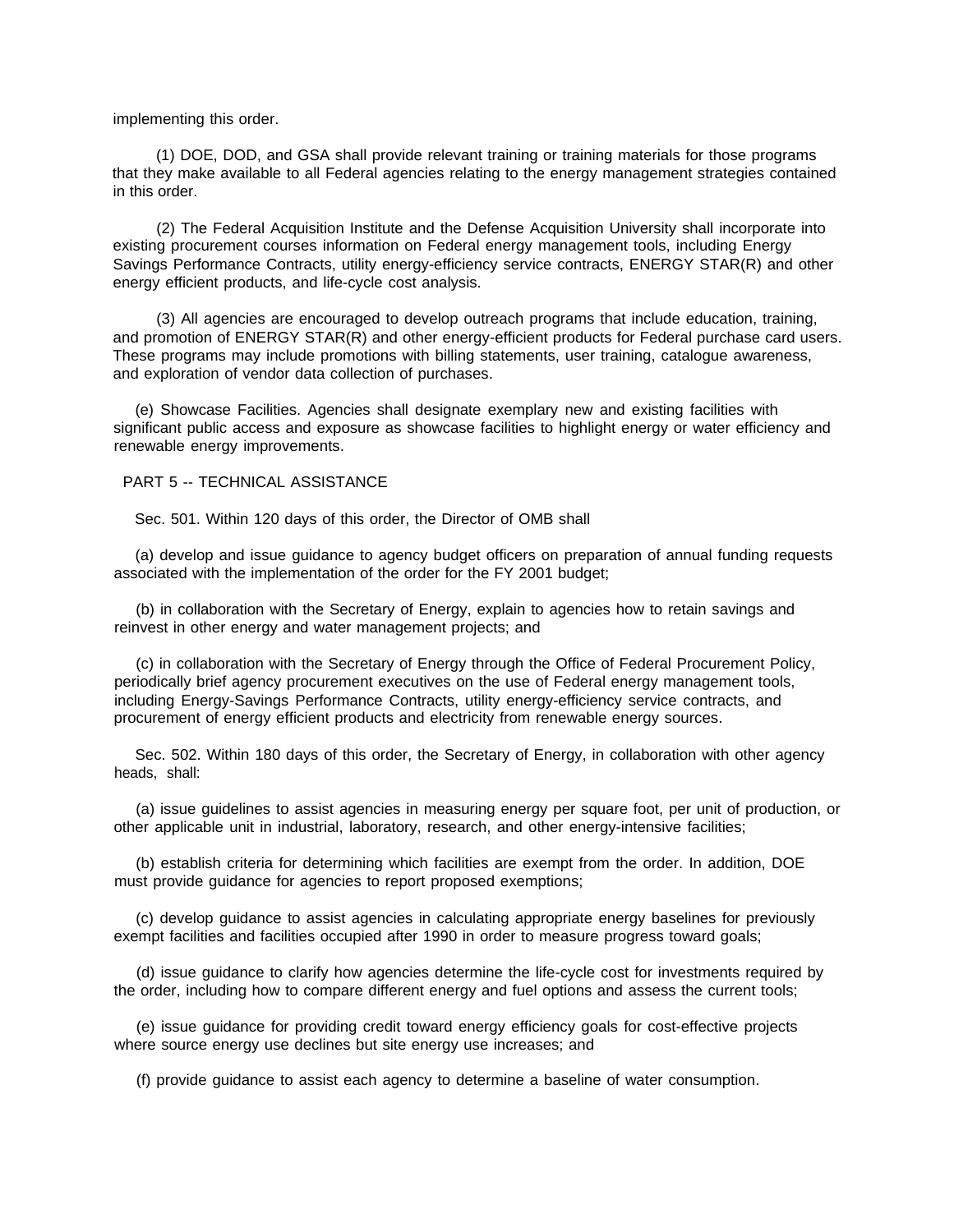implementing this order.

(1) DOE, DOD, and GSA shall provide relevant training or training materials for those programs that they make available to all Federal agencies relating to the energy management strategies contained in this order.

(2) The Federal Acquisition Institute and the Defense Acquisition University shall incorporate into existing procurement courses information on Federal energy management tools, including Energy Savings Performance Contracts, utility energy-efficiency service contracts, ENERGY STAR(R) and other energy efficient products, and life-cycle cost analysis.

(3) All agencies are encouraged to develop outreach programs that include education, training, and promotion of ENERGY STAR(R) and other energy-efficient products for Federal purchase card users. These programs may include promotions with billing statements, user training, catalogue awareness, and exploration of vendor data collection of purchases.

(e) Showcase Facilities. Agencies shall designate exemplary new and existing facilities with significant public access and exposure as showcase facilities to highlight energy or water efficiency and renewable energy improvements.

## PART 5 -- TECHNICAL ASSISTANCE

Sec. 501. Within 120 days of this order, the Director of OMB shall

(a) develop and issue guidance to agency budget officers on preparation of annual funding requests associated with the implementation of the order for the FY 2001 budget;

(b) in collaboration with the Secretary of Energy, explain to agencies how to retain savings and reinvest in other energy and water management projects; and

(c) in collaboration with the Secretary of Energy through the Office of Federal Procurement Policy, periodically brief agency procurement executives on the use of Federal energy management tools, including Energy-Savings Performance Contracts, utility energy-efficiency service contracts, and procurement of energy efficient products and electricity from renewable energy sources.

Sec. 502. Within 180 days of this order, the Secretary of Energy, in collaboration with other agency heads, shall:

(a) issue guidelines to assist agencies in measuring energy per square foot, per unit of production, or other applicable unit in industrial, laboratory, research, and other energy-intensive facilities;

(b) establish criteria for determining which facilities are exempt from the order. In addition, DOE must provide guidance for agencies to report proposed exemptions;

(c) develop guidance to assist agencies in calculating appropriate energy baselines for previously exempt facilities and facilities occupied after 1990 in order to measure progress toward goals;

(d) issue guidance to clarify how agencies determine the life-cycle cost for investments required by the order, including how to compare different energy and fuel options and assess the current tools;

(e) issue guidance for providing credit toward energy efficiency goals for cost-effective projects where source energy use declines but site energy use increases; and

(f) provide guidance to assist each agency to determine a baseline of water consumption.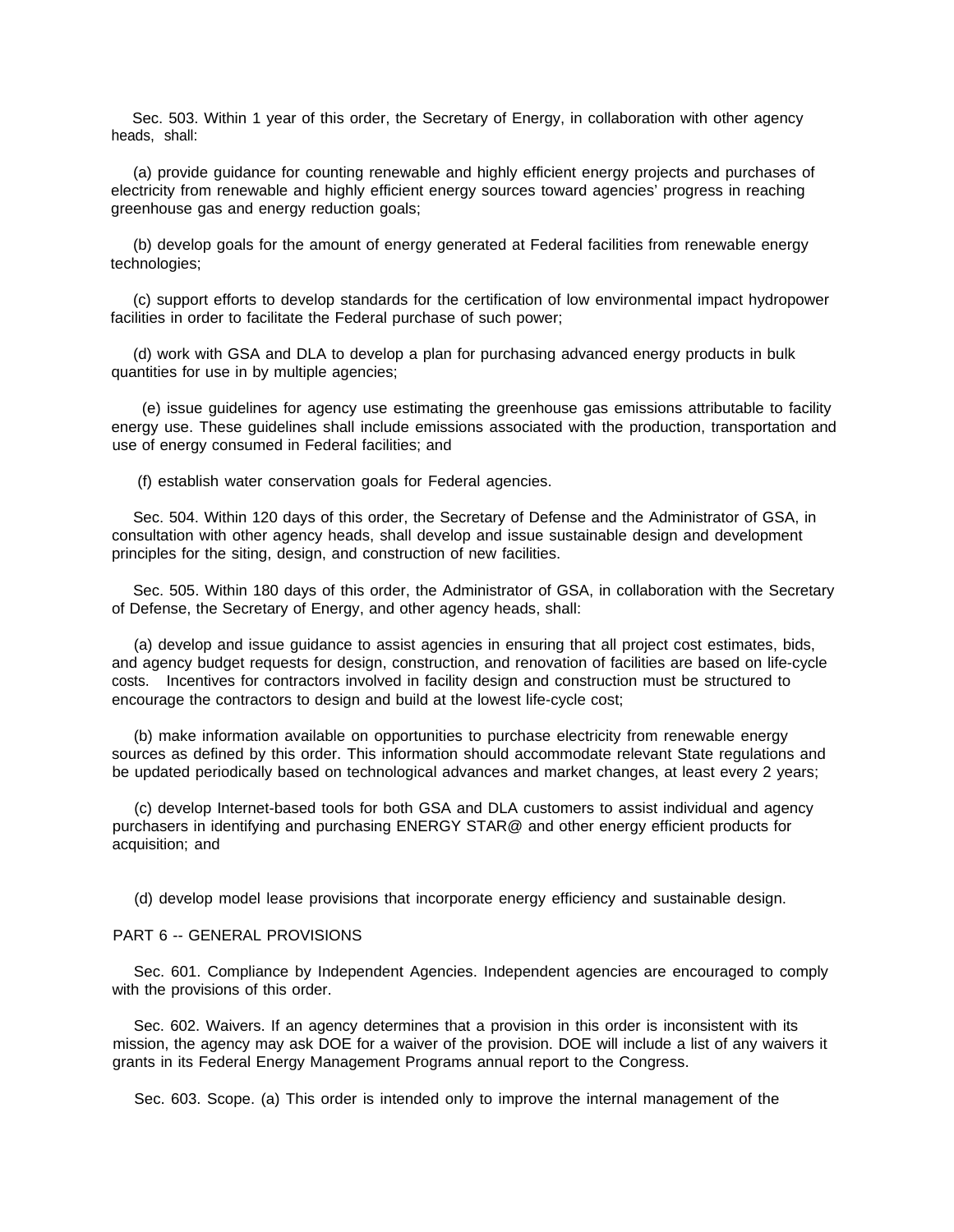Sec. 503. Within 1 year of this order, the Secretary of Energy, in collaboration with other agency heads, shall:

(a) provide guidance for counting renewable and highly efficient energy projects and purchases of electricity from renewable and highly efficient energy sources toward agencies' progress in reaching greenhouse gas and energy reduction goals;

(b) develop goals for the amount of energy generated at Federal facilities from renewable energy technologies;

(c) support efforts to develop standards for the certification of low environmental impact hydropower facilities in order to facilitate the Federal purchase of such power;

(d) work with GSA and DLA to develop a plan for purchasing advanced energy products in bulk quantities for use in by multiple agencies;

(e) issue guidelines for agency use estimating the greenhouse gas emissions attributable to facility energy use. These guidelines shall include emissions associated with the production, transportation and use of energy consumed in Federal facilities; and

(f) establish water conservation goals for Federal agencies.

Sec. 504. Within 120 days of this order, the Secretary of Defense and the Administrator of GSA, in consultation with other agency heads, shall develop and issue sustainable design and development principles for the siting, design, and construction of new facilities.

Sec. 505. Within 180 days of this order, the Administrator of GSA, in collaboration with the Secretary of Defense, the Secretary of Energy, and other agency heads, shall:

(a) develop and issue guidance to assist agencies in ensuring that all project cost estimates, bids, and agency budget requests for design, construction, and renovation of facilities are based on life-cycle costs. Incentives for contractors involved in facility design and construction must be structured to encourage the contractors to design and build at the lowest life-cycle cost;

(b) make information available on opportunities to purchase electricity from renewable energy sources as defined by this order. This information should accommodate relevant State regulations and be updated periodically based on technological advances and market changes, at least every 2 years;

(c) develop Internet-based tools for both GSA and DLA customers to assist individual and agency purchasers in identifying and purchasing ENERGY STAR@ and other energy efficient products for acquisition; and

(d) develop model lease provisions that incorporate energy efficiency and sustainable design.

PART 6 -- GENERAL PROVISIONS

Sec. 601. Compliance by Independent Agencies. Independent agencies are encouraged to comply with the provisions of this order.

Sec. 602. Waivers. If an agency determines that a provision in this order is inconsistent with its mission, the agency may ask DOE for a waiver of the provision. DOE will include a list of any waivers it grants in its Federal Energy Management Programs annual report to the Congress.

Sec. 603. Scope. (a) This order is intended only to improve the internal management of the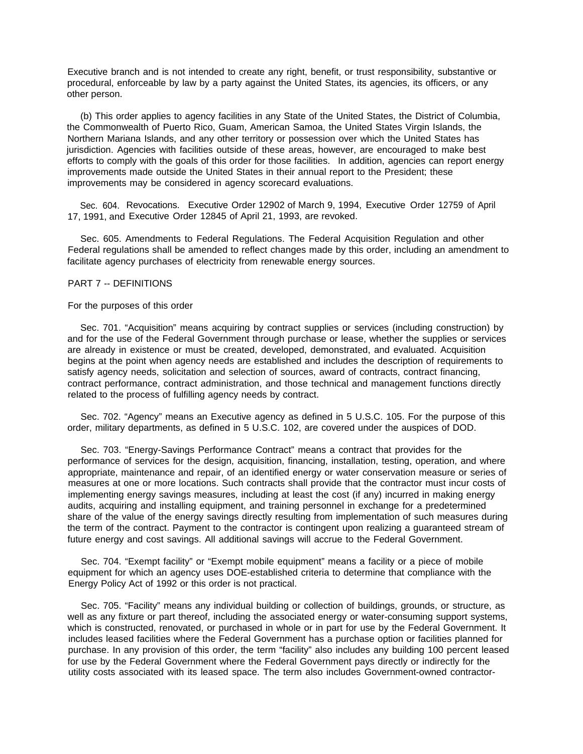Executive branch and is not intended to create any right, benefit, or trust responsibility, substantive or procedural, enforceable by law by a party against the United States, its agencies, its officers, or any other person.

(b) This order applies to agency facilities in any State of the United States, the District of Columbia, the Commonwealth of Puerto Rico, Guam, American Samoa, the United States Virgin Islands, the Northern Mariana Islands, and any other territory or possession over which the United States has jurisdiction. Agencies with facilities outside of these areas, however, are encouraged to make best efforts to comply with the goals of this order for those facilities. In addition, agencies can report energy improvements made outside the United States in their annual report to the President; these improvements may be considered in agency scorecard evaluations.

Sec. 604. Revocations. Executive Order 12902 of March 9, 1994, Executive Order 12759 of April 17, 1991, and Executive Order 12845 of April 21, 1993, are revoked.

Sec. 605. Amendments to Federal Regulations. The Federal Acquisition Regulation and other Federal regulations shall be amended to reflect changes made by this order, including an amendment to facilitate agency purchases of electricity from renewable energy sources.

PART 7 -- DEFINITIONS

For the purposes of this order

Sec. 701. "Acquisition" means acquiring by contract supplies or services (including construction) by and for the use of the Federal Government through purchase or lease, whether the supplies or services are already in existence or must be created, developed, demonstrated, and evaluated. Acquisition begins at the point when agency needs are established and includes the description of requirements to satisfy agency needs, solicitation and selection of sources, award of contracts, contract financing, contract performance, contract administration, and those technical and management functions directly related to the process of fulfilling agency needs by contract.

Sec. 702. "Agency" means an Executive agency as defined in 5 U.S.C. 105. For the purpose of this order, military departments, as defined in 5 U.S.C. 102, are covered under the auspices of DOD.

Sec. 703. "Energy-Savings Performance Contract" means a contract that provides for the performance of services for the design, acquisition, financing, installation, testing, operation, and where appropriate, maintenance and repair, of an identified energy or water conservation measure or series of measures at one or more locations. Such contracts shall provide that the contractor must incur costs of implementing energy savings measures, including at least the cost (if any) incurred in making energy audits, acquiring and installing equipment, and training personnel in exchange for a predetermined share of the value of the energy savings directly resulting from implementation of such measures during the term of the contract. Payment to the contractor is contingent upon realizing a guaranteed stream of future energy and cost savings. All additional savings will accrue to the Federal Government.

Sec. 704. "Exempt facility" or "Exempt mobile equipment" means a facility or a piece of mobile equipment for which an agency uses DOE-established criteria to determine that compliance with the Energy Policy Act of 1992 or this order is not practical.

Sec. 705. "Facility" means any individual building or collection of buildings, grounds, or structure, as well as any fixture or part thereof, including the associated energy or water-consuming support systems, which is constructed, renovated, or purchased in whole or in part for use by the Federal Government. It includes leased facilities where the Federal Government has a purchase option or facilities planned for purchase. In any provision of this order, the term "facility" also includes any building 100 percent leased for use by the Federal Government where the Federal Government pays directly or indirectly for the utility costs associated with its leased space. The term also includes Government-owned contractor-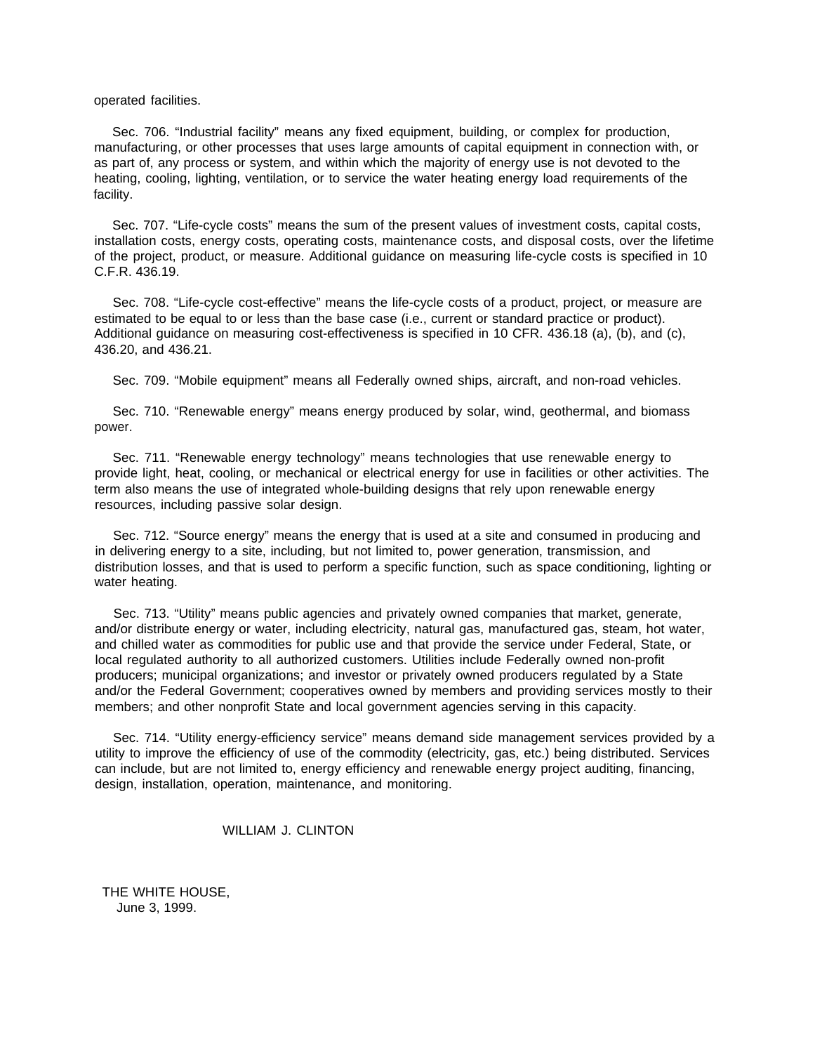operated facilities.

Sec. 706. “Industrial facility” means any fixed equipment, building, or complex for production, manufacturing, or other processes that uses large amounts of capital equipment in connection with, or as part of, any process or system, and within which the majority of energy use is not devoted to the heating, cooling, lighting, ventilation, or to service the water heating energy load requirements of the facility.

Sec. 707. “Life-cycle costs” means the sum of the present values of investment costs, capital costs, installation costs, energy costs, operating costs, maintenance costs, and disposal costs, over the lifetime of the project, product, or measure. Additional guidance on measuring life-cycle costs is specified in 10 C.F.R. 436.19.

Sec. 708. “Life-cycle cost-effective” means the life-cycle costs of a product, project, or measure are estimated to be equal to or less than the base case (i.e., current or standard practice or product). Additional guidance on measuring cost-effectiveness is specified in 10 CFR. 436.18 (a), (b), and (c), 436.20, and 436.21.

Sec. 709. “Mobile equipment” means all Federally owned ships, aircraft, and non-road vehicles.

Sec. 710. “Renewable energy” means energy produced by solar, wind, geothermal, and biomass power.

Sec. 711. “Renewable energy technology” means technologies that use renewable energy to provide light, heat, cooling, or mechanical or electrical energy for use in facilities or other activities. The term also means the use of integrated whole-building designs that rely upon renewable energy resources, including passive solar design.

Sec. 712. “Source energy” means the energy that is used at a site and consumed in producing and in delivering energy to a site, including, but not limited to, power generation, transmission, and distribution losses, and that is used to perform a specific function, such as space conditioning, lighting or water heating.

Sec. 713. “Utility” means public agencies and privately owned companies that market, generate, and/or distribute energy or water, including electricity, natural gas, manufactured gas, steam, hot water, and chilled water as commodities for public use and that provide the service under Federal, State, or local regulated authority to all authorized customers. Utilities include Federally owned non-profit producers; municipal organizations; and investor or privately owned producers regulated by a State and/or the Federal Government; cooperatives owned by members and providing services mostly to their members; and other nonprofit State and local government agencies serving in this capacity.

Sec. 714. “Utility energy-efficiency service” means demand side management services provided by a utility to improve the efficiency of use of the commodity (electricity, gas, etc.) being distributed. Services can include, but are not limited to, energy efficiency and renewable energy project auditing, financing, design, installation, operation, maintenance, and monitoring.

WILLIAM J. CLINTON

THE WHITE HOUSE,
June 3, 1999.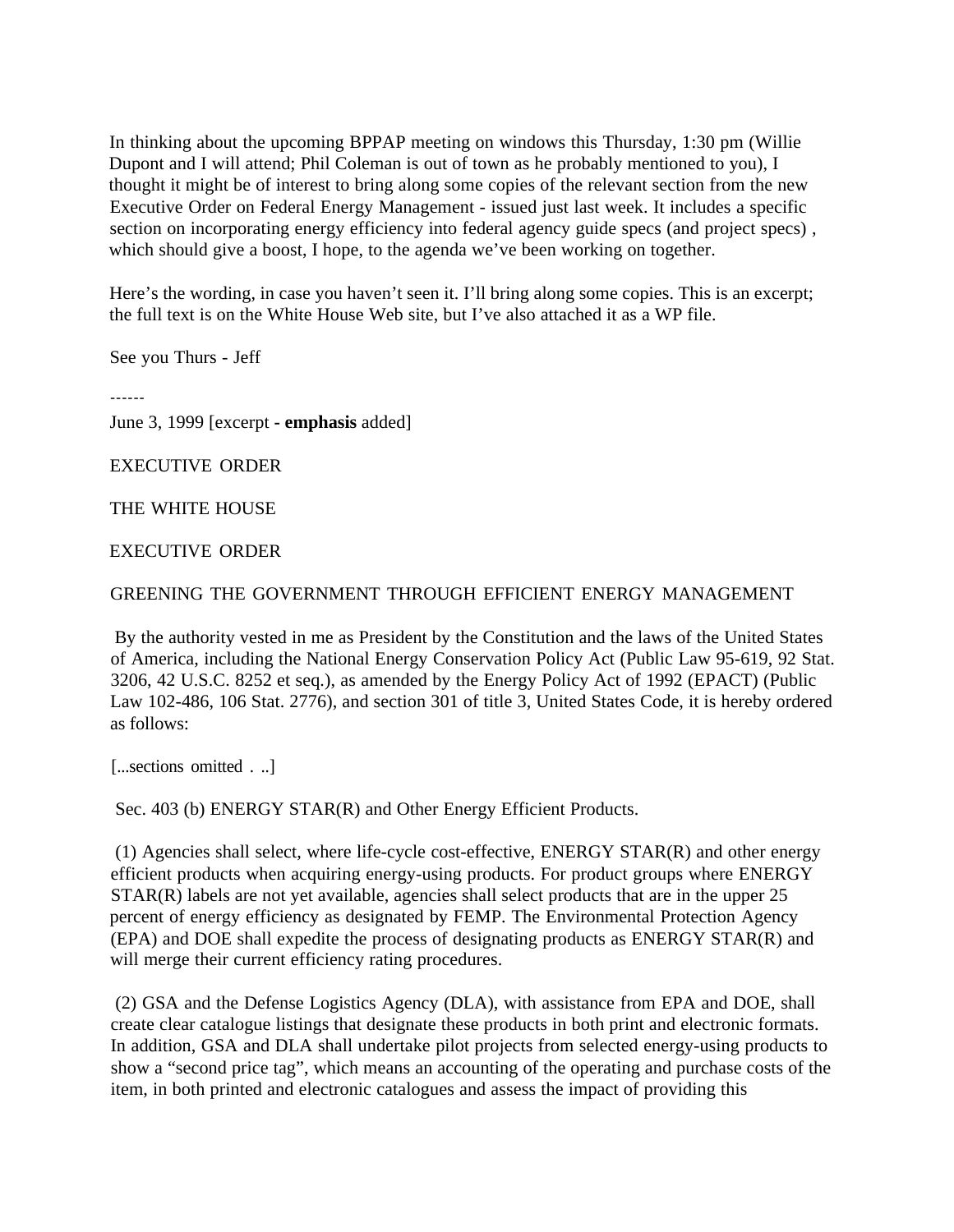In thinking about the upcoming BPPAP meeting on windows this Thursday, 1:30 pm (Willie Dupont and I will attend; Phil Coleman is out of town as he probably mentioned to you), I thought it might be of interest to bring along some copies of the relevant section from the new Executive Order on Federal Energy Management - issued just last week. It includes a specific section on incorporating energy efficiency into federal agency guide specs (and project specs) , which should give a boost, I hope, to the agenda we've been working on together.

Here's the wording, in case you haven't seen it. I'll bring along some copies. This is an excerpt; the full text is on the White House Web site, but I've also attached it as a WP file.

See you Thurs - Jeff

------

June 3, 1999 [excerpt - **emphasis** added]

EXECUTIVE ORDER

THE WHITE HOUSE

EXECUTIVE ORDER

GREENING THE GOVERNMENT THROUGH EFFICIENT ENERGY MANAGEMENT

By the authority vested in me as President by the Constitution and the laws of the United States of America, including the National Energy Conservation Policy Act (Public Law 95-619, 92 Stat. 3206, 42 U.S.C. 8252 et seq.), as amended by the Energy Policy Act of 1992 (EPACT) (Public Law 102-486, 106 Stat. 2776), and section 301 of title 3, United States Code, it is hereby ordered as follows:

[...sections omitted . ..]

Sec. 403 (b) ENERGY STAR(R) and Other Energy Efficient Products.

(1) Agencies shall select, where life-cycle cost-effective, ENERGY STAR(R) and other energy efficient products when acquiring energy-using products. For product groups where ENERGY STAR(R) labels are not yet available, agencies shall select products that are in the upper 25 percent of energy efficiency as designated by FEMP. The Environmental Protection Agency (EPA) and DOE shall expedite the process of designating products as ENERGY STAR(R) and will merge their current efficiency rating procedures.

(2) GSA and the Defense Logistics Agency (DLA), with assistance from EPA and DOE, shall create clear catalogue listings that designate these products in both print and electronic formats. In addition, GSA and DLA shall undertake pilot projects from selected energy-using products to show a "second price tag", which means an accounting of the operating and purchase costs of the item, in both printed and electronic catalogues and assess the impact of providing this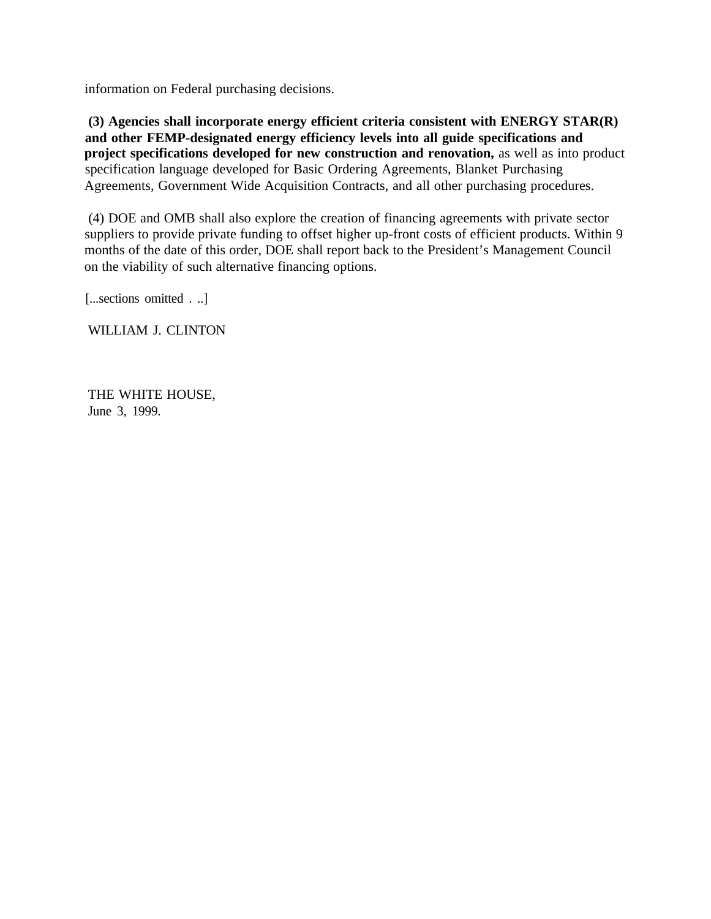information on Federal purchasing decisions.

**(3) Agencies shall incorporate energy efficient criteria consistent with ENERGY STAR(R) and other FEMP-designated energy efficiency levels into all guide specifications and project specifications developed for new construction and renovation,** as well as into product specification language developed for Basic Ordering Agreements, Blanket Purchasing Agreements, Government Wide Acquisition Contracts, and all other purchasing procedures.

(4) DOE and OMB shall also explore the creation of financing agreements with private sector suppliers to provide private funding to offset higher up-front costs of efficient products. Within 9 months of the date of this order, DOE shall report back to the President's Management Council on the viability of such alternative financing options.

[...sections omitted . ..]

WILLIAM J. CLINTON

THE WHITE HOUSE,
June 3, 1999.